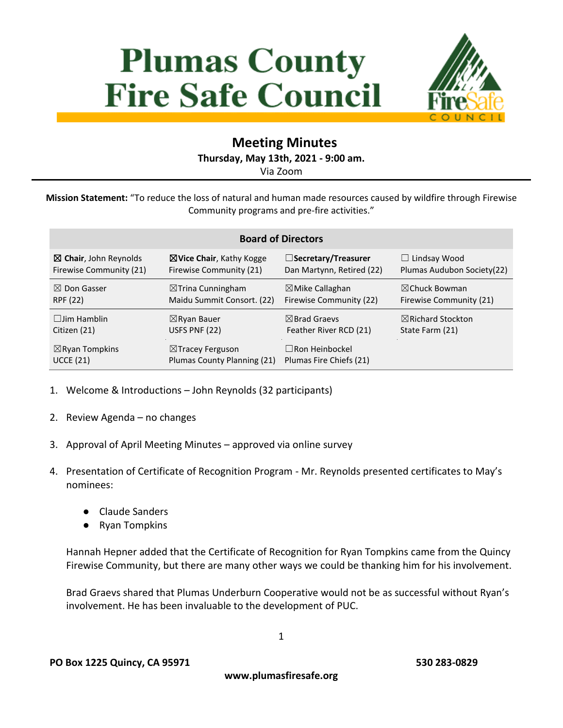# Plumas County Fire Safe Council

## Meeting Minutes

**Thursday, May 13th, 2021 - 9:00 am.**
Via Zoom

**Mission Statement:** "To reduce the loss of natural and human made resources caused by wildfire through Firewise Community programs and pre-fire activities."

| Board of Directors | | | |
|---|---|---|---|
| ☒ **Chair**, John Reynolds Firewise Community (21) | ☒**Vice Chair**, Kathy Kogge Firewise Community (21) | ☐**Secretary/Treasurer** Dan Martynn, Retired (22) | ☐ Lindsay Wood Plumas Audubon Society(22) |
| ☒ Don Gasser RPF (22) | ☒Trina Cunningham Maidu Summit Consort. (22) | ☒Mike Callaghan Firewise Community (22) | ☒Chuck Bowman Firewise Community (21) |
| ☐Jim Hamblin Citizen (21) | ☒Ryan Bauer USFS PNF (22) | ☒Brad Graevs Feather River RCD (21) | ☒Richard Stockton State Farm (21) |
| ☒Ryan Tompkins UCCE (21) | ☒Tracey Ferguson Plumas County Planning (21) | ☐Ron Heinbockel Plumas Fire Chiefs (21) | |

1. Welcome & Introductions – John Reynolds (32 participants)

2. Review Agenda – no changes

3. Approval of April Meeting Minutes – approved via online survey

4. Presentation of Certificate of Recognition Program - Mr. Reynolds presented certificates to May's nominees:

   - Claude Sanders
   - Ryan Tompkins

   Hannah Hepner added that the Certificate of Recognition for Ryan Tompkins came from the Quincy Firewise Community, but there are many other ways we could be thanking him for his involvement.

   Brad Graevs shared that Plumas Underburn Cooperative would not be as successful without Ryan's involvement. He has been invaluable to the development of PUC.

PO Box 1225 Quincy, CA 95971 530 283-0829
www.plumasfiresafe.org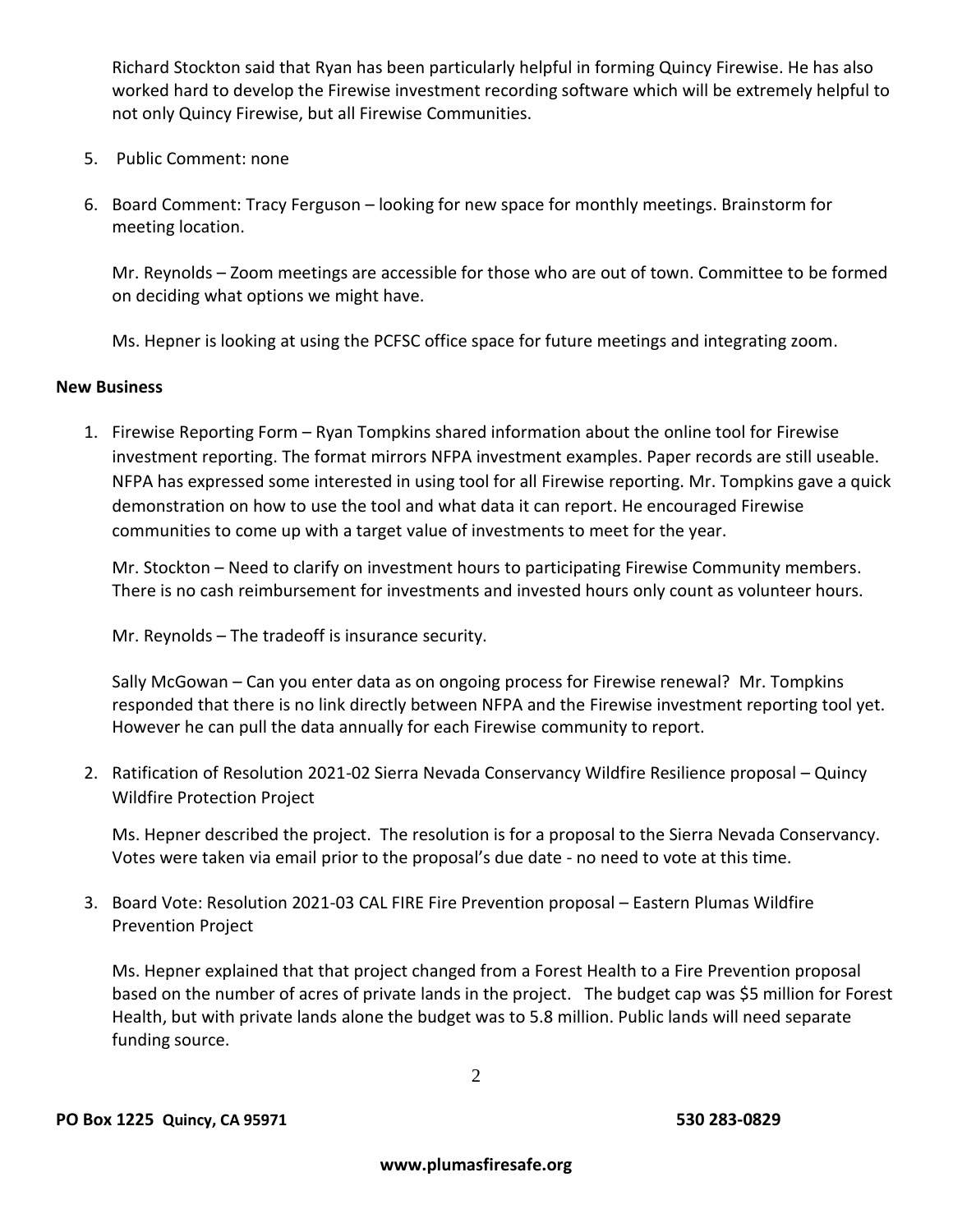Richard Stockton said that Ryan has been particularly helpful in forming Quincy Firewise. He has also worked hard to develop the Firewise investment recording software which will be extremely helpful to not only Quincy Firewise, but all Firewise Communities.

5. Public Comment: none

6. Board Comment: Tracy Ferguson – looking for new space for monthly meetings. Brainstorm for meeting location.

   Mr. Reynolds – Zoom meetings are accessible for those who are out of town. Committee to be formed on deciding what options we might have.

   Ms. Hepner is looking at using the PCFSC office space for future meetings and integrating zoom.

**New Business**

1. Firewise Reporting Form – Ryan Tompkins shared information about the online tool for Firewise investment reporting. The format mirrors NFPA investment examples. Paper records are still useable. NFPA has expressed some interested in using tool for all Firewise reporting. Mr. Tompkins gave a quick demonstration on how to use the tool and what data it can report. He encouraged Firewise communities to come up with a target value of investments to meet for the year.

   Mr. Stockton – Need to clarify on investment hours to participating Firewise Community members. There is no cash reimbursement for investments and invested hours only count as volunteer hours.

   Mr. Reynolds – The tradeoff is insurance security.

   Sally McGowan – Can you enter data as on ongoing process for Firewise renewal? Mr. Tompkins responded that there is no link directly between NFPA and the Firewise investment reporting tool yet. However he can pull the data annually for each Firewise community to report.

2. Ratification of Resolution 2021-02 Sierra Nevada Conservancy Wildfire Resilience proposal – Quincy Wildfire Protection Project

   Ms. Hepner described the project. The resolution is for a proposal to the Sierra Nevada Conservancy. Votes were taken via email prior to the proposal's due date - no need to vote at this time.

3. Board Vote: Resolution 2021-03 CAL FIRE Fire Prevention proposal – Eastern Plumas Wildfire Prevention Project

   Ms. Hepner explained that that project changed from a Forest Health to a Fire Prevention proposal based on the number of acres of private lands in the project. The budget cap was $5 million for Forest Health, but with private lands alone the budget was to 5.8 million. Public lands will need separate funding source.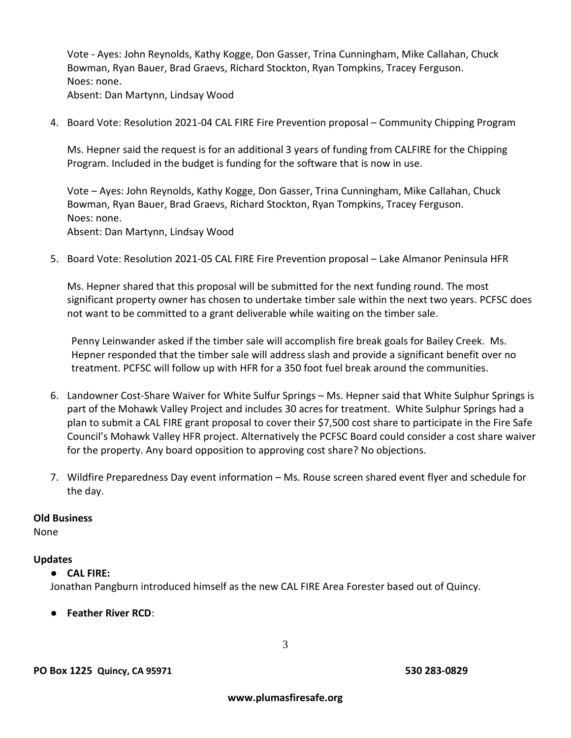Vote - Ayes: John Reynolds, Kathy Kogge, Don Gasser, Trina Cunningham, Mike Callahan, Chuck Bowman, Ryan Bauer, Brad Graevs, Richard Stockton, Ryan Tompkins, Tracey Ferguson.
Noes: none.
Absent: Dan Martynn, Lindsay Wood

4. Board Vote: Resolution 2021-04 CAL FIRE Fire Prevention proposal – Community Chipping Program

   Ms. Hepner said the request is for an additional 3 years of funding from CALFIRE for the Chipping Program. Included in the budget is funding for the software that is now in use.

   Vote – Ayes: John Reynolds, Kathy Kogge, Don Gasser, Trina Cunningham, Mike Callahan, Chuck Bowman, Ryan Bauer, Brad Graevs, Richard Stockton, Ryan Tompkins, Tracey Ferguson.
   Noes: none.
   Absent: Dan Martynn, Lindsay Wood

5. Board Vote: Resolution 2021-05 CAL FIRE Fire Prevention proposal – Lake Almanor Peninsula HFR

   Ms. Hepner shared that this proposal will be submitted for the next funding round. The most significant property owner has chosen to undertake timber sale within the next two years. PCFSC does not want to be committed to a grant deliverable while waiting on the timber sale.

   Penny Leinwander asked if the timber sale will accomplish fire break goals for Bailey Creek. Ms. Hepner responded that the timber sale will address slash and provide a significant benefit over no treatment. PCFSC will follow up with HFR for a 350 foot fuel break around the communities.

6. Landowner Cost-Share Waiver for White Sulfur Springs – Ms. Hepner said that White Sulphur Springs is part of the Mohawk Valley Project and includes 30 acres for treatment. White Sulphur Springs had a plan to submit a CAL FIRE grant proposal to cover their $7,500 cost share to participate in the Fire Safe Council's Mohawk Valley HFR project. Alternatively the PCFSC Board could consider a cost share waiver for the property. Any board opposition to approving cost share? No objections.

7. Wildfire Preparedness Day event information – Ms. Rouse screen shared event flyer and schedule for the day.

**Old Business**

None

**Updates**

- **CAL FIRE:**

  Jonathan Pangburn introduced himself as the new CAL FIRE Area Forester based out of Quincy.

- **Feather River RCD**: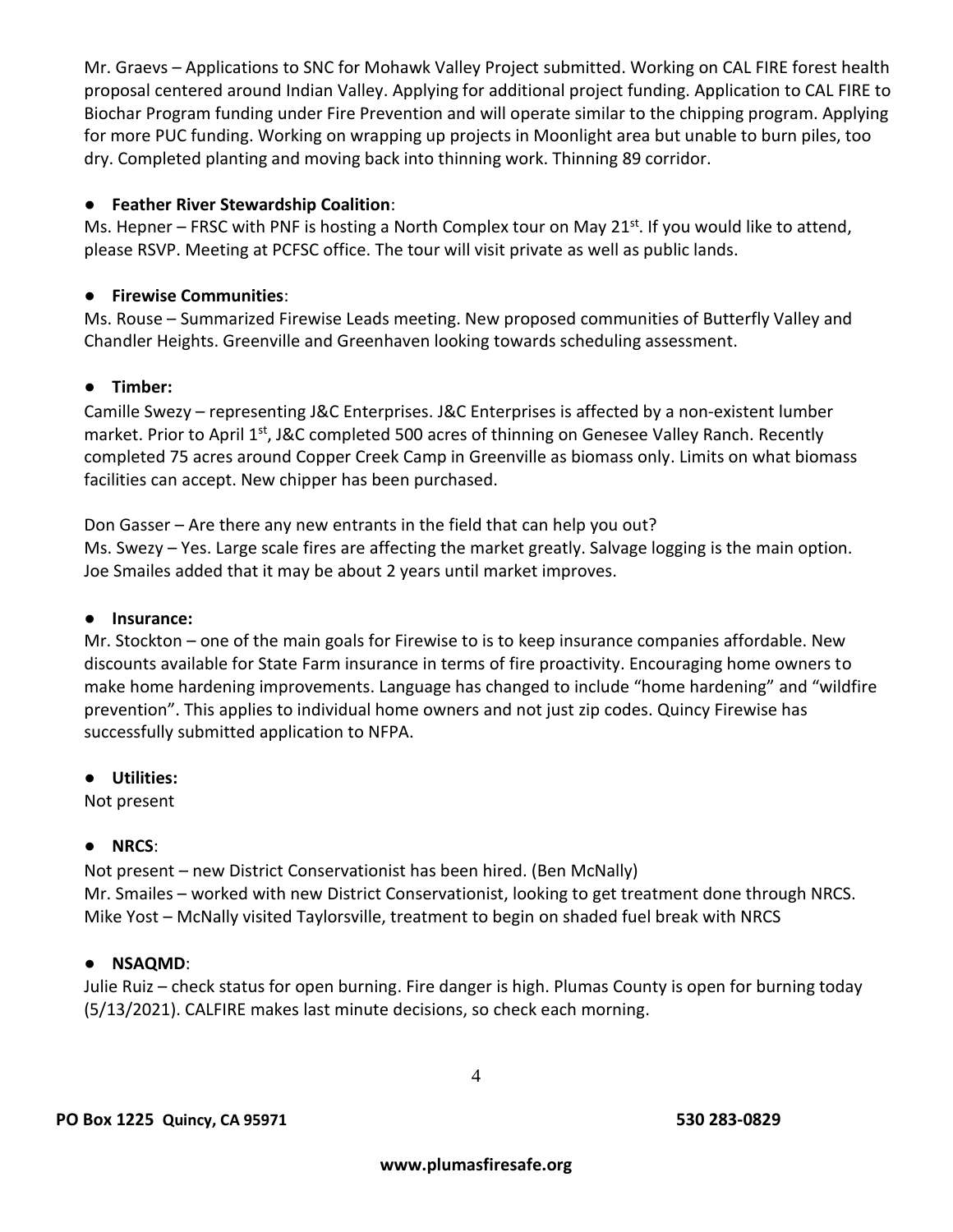Mr. Graevs – Applications to SNC for Mohawk Valley Project submitted. Working on CAL FIRE forest health proposal centered around Indian Valley. Applying for additional project funding. Application to CAL FIRE to Biochar Program funding under Fire Prevention and will operate similar to the chipping program. Applying for more PUC funding. Working on wrapping up projects in Moonlight area but unable to burn piles, too dry. Completed planting and moving back into thinning work. Thinning 89 corridor.

- **Feather River Stewardship Coalition**:

Ms. Hepner – FRSC with PNF is hosting a North Complex tour on May 21st. If you would like to attend, please RSVP. Meeting at PCFSC office. The tour will visit private as well as public lands.

- **Firewise Communities**:

Ms. Rouse – Summarized Firewise Leads meeting. New proposed communities of Butterfly Valley and Chandler Heights. Greenville and Greenhaven looking towards scheduling assessment.

- **Timber:**

Camille Swezy – representing J&C Enterprises. J&C Enterprises is affected by a non-existent lumber market. Prior to April 1st, J&C completed 500 acres of thinning on Genesee Valley Ranch. Recently completed 75 acres around Copper Creek Camp in Greenville as biomass only. Limits on what biomass facilities can accept. New chipper has been purchased.

Don Gasser – Are there any new entrants in the field that can help you out?
Ms. Swezy – Yes. Large scale fires are affecting the market greatly. Salvage logging is the main option. Joe Smailes added that it may be about 2 years until market improves.

- **Insurance:**

Mr. Stockton – one of the main goals for Firewise to is to keep insurance companies affordable. New discounts available for State Farm insurance in terms of fire proactivity. Encouraging home owners to make home hardening improvements. Language has changed to include "home hardening" and "wildfire prevention". This applies to individual home owners and not just zip codes. Quincy Firewise has successfully submitted application to NFPA.

- **Utilities:**

Not present

- **NRCS**:

Not present – new District Conservationist has been hired. (Ben McNally)
Mr. Smailes – worked with new District Conservationist, looking to get treatment done through NRCS.
Mike Yost – McNally visited Taylorsville, treatment to begin on shaded fuel break with NRCS

- **NSAQMD**:

Julie Ruiz – check status for open burning. Fire danger is high. Plumas County is open for burning today (5/13/2021). CALFIRE makes last minute decisions, so check each morning.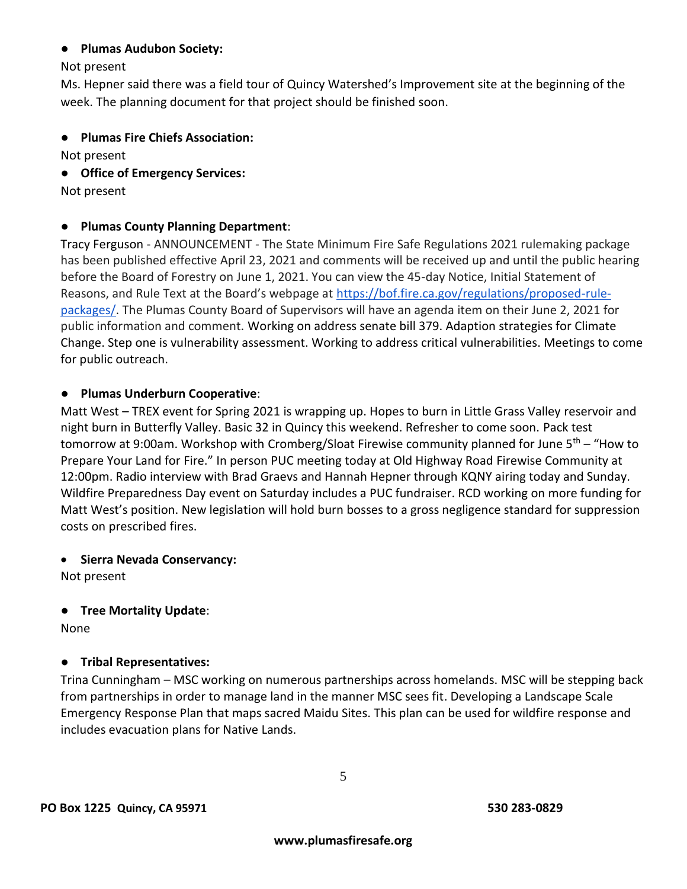- **Plumas Audubon Society:**

Not present

Ms. Hepner said there was a field tour of Quincy Watershed's Improvement site at the beginning of the week. The planning document for that project should be finished soon.

- **Plumas Fire Chiefs Association:**

Not present

- **Office of Emergency Services:**

Not present

- **Plumas County Planning Department**:

Tracy Ferguson - ANNOUNCEMENT - The State Minimum Fire Safe Regulations 2021 rulemaking package has been published effective April 23, 2021 and comments will be received up and until the public hearing before the Board of Forestry on June 1, 2021. You can view the 45-day Notice, Initial Statement of Reasons, and Rule Text at the Board's webpage at [https://bof.fire.ca.gov/regulations/proposed-rule-packages/](https://bof.fire.ca.gov/regulations/proposed-rule-packages/). The Plumas County Board of Supervisors will have an agenda item on their June 2, 2021 for public information and comment. Working on address senate bill 379. Adaption strategies for Climate Change. Step one is vulnerability assessment. Working to address critical vulnerabilities. Meetings to come for public outreach.

- **Plumas Underburn Cooperative**:

Matt West – TREX event for Spring 2021 is wrapping up. Hopes to burn in Little Grass Valley reservoir and night burn in Butterfly Valley. Basic 32 in Quincy this weekend. Refresher to come soon. Pack test tomorrow at 9:00am. Workshop with Cromberg/Sloat Firewise community planned for June 5th – "How to Prepare Your Land for Fire." In person PUC meeting today at Old Highway Road Firewise Community at 12:00pm. Radio interview with Brad Graevs and Hannah Hepner through KQNY airing today and Sunday. Wildfire Preparedness Day event on Saturday includes a PUC fundraiser. RCD working on more funding for Matt West's position. New legislation will hold burn bosses to a gross negligence standard for suppression costs on prescribed fires.

- **Sierra Nevada Conservancy:**

Not present

- **Tree Mortality Update**:

None

- **Tribal Representatives:**

Trina Cunningham – MSC working on numerous partnerships across homelands. MSC will be stepping back from partnerships in order to manage land in the manner MSC sees fit. Developing a Landscape Scale Emergency Response Plan that maps sacred Maidu Sites. This plan can be used for wildfire response and includes evacuation plans for Native Lands.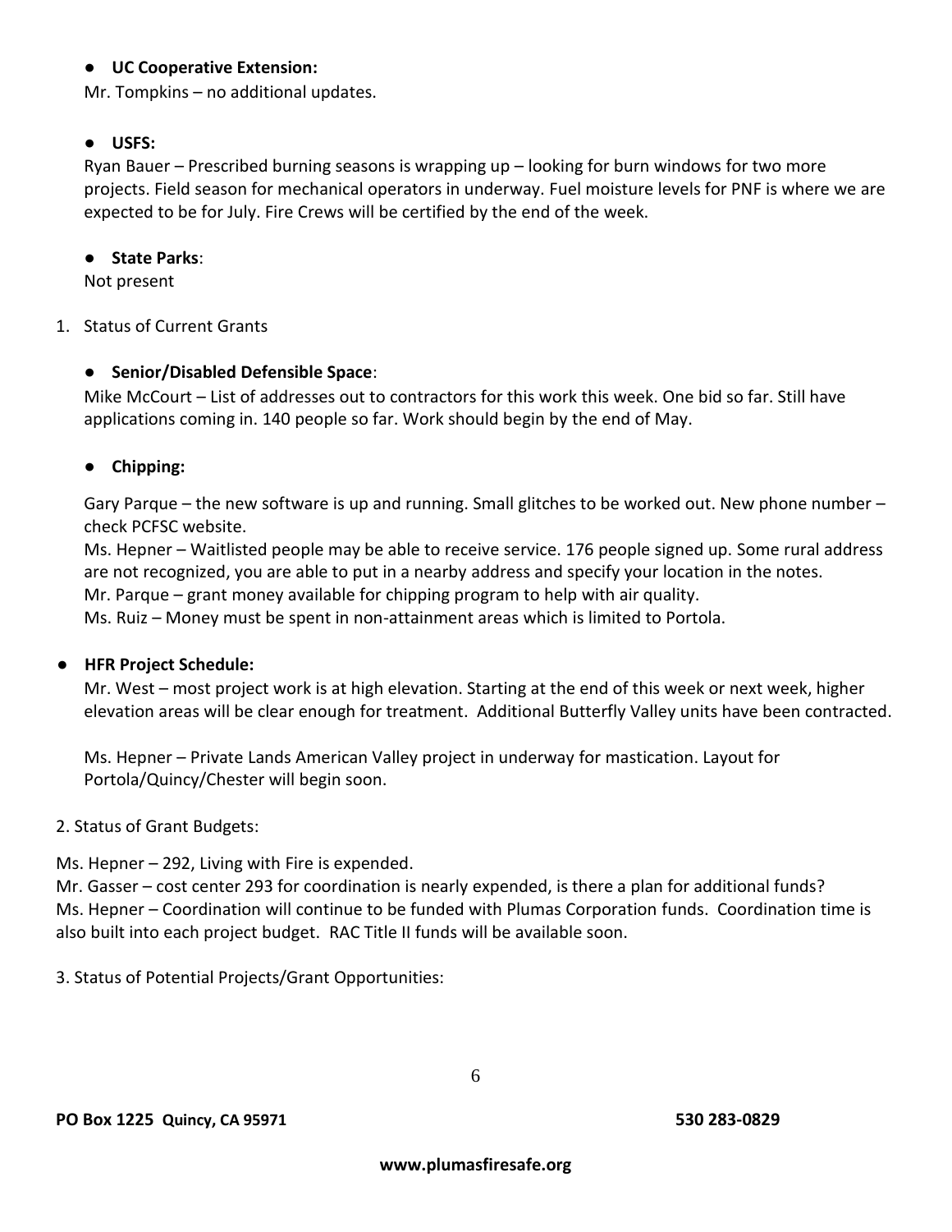- **UC Cooperative Extension:**

Mr. Tompkins – no additional updates.

- **USFS:**

Ryan Bauer – Prescribed burning seasons is wrapping up – looking for burn windows for two more projects. Field season for mechanical operators in underway. Fuel moisture levels for PNF is where we are expected to be for July. Fire Crews will be certified by the end of the week.

- **State Parks**:

Not present

1. Status of Current Grants

- **Senior/Disabled Defensible Space**:

Mike McCourt – List of addresses out to contractors for this work this week. One bid so far. Still have applications coming in. 140 people so far. Work should begin by the end of May.

- **Chipping:**

Gary Parque – the new software is up and running. Small glitches to be worked out. New phone number – check PCFSC website.
Ms. Hepner – Waitlisted people may be able to receive service. 176 people signed up. Some rural address are not recognized, you are able to put in a nearby address and specify your location in the notes.
Mr. Parque – grant money available for chipping program to help with air quality.
Ms. Ruiz – Money must be spent in non-attainment areas which is limited to Portola.

- **HFR Project Schedule:**

Mr. West – most project work is at high elevation. Starting at the end of this week or next week, higher elevation areas will be clear enough for treatment. Additional Butterfly Valley units have been contracted.

Ms. Hepner – Private Lands American Valley project in underway for mastication. Layout for Portola/Quincy/Chester will begin soon.

2. Status of Grant Budgets:

Ms. Hepner – 292, Living with Fire is expended.
Mr. Gasser – cost center 293 for coordination is nearly expended, is there a plan for additional funds?
Ms. Hepner – Coordination will continue to be funded with Plumas Corporation funds. Coordination time is also built into each project budget. RAC Title II funds will be available soon.

3. Status of Potential Projects/Grant Opportunities: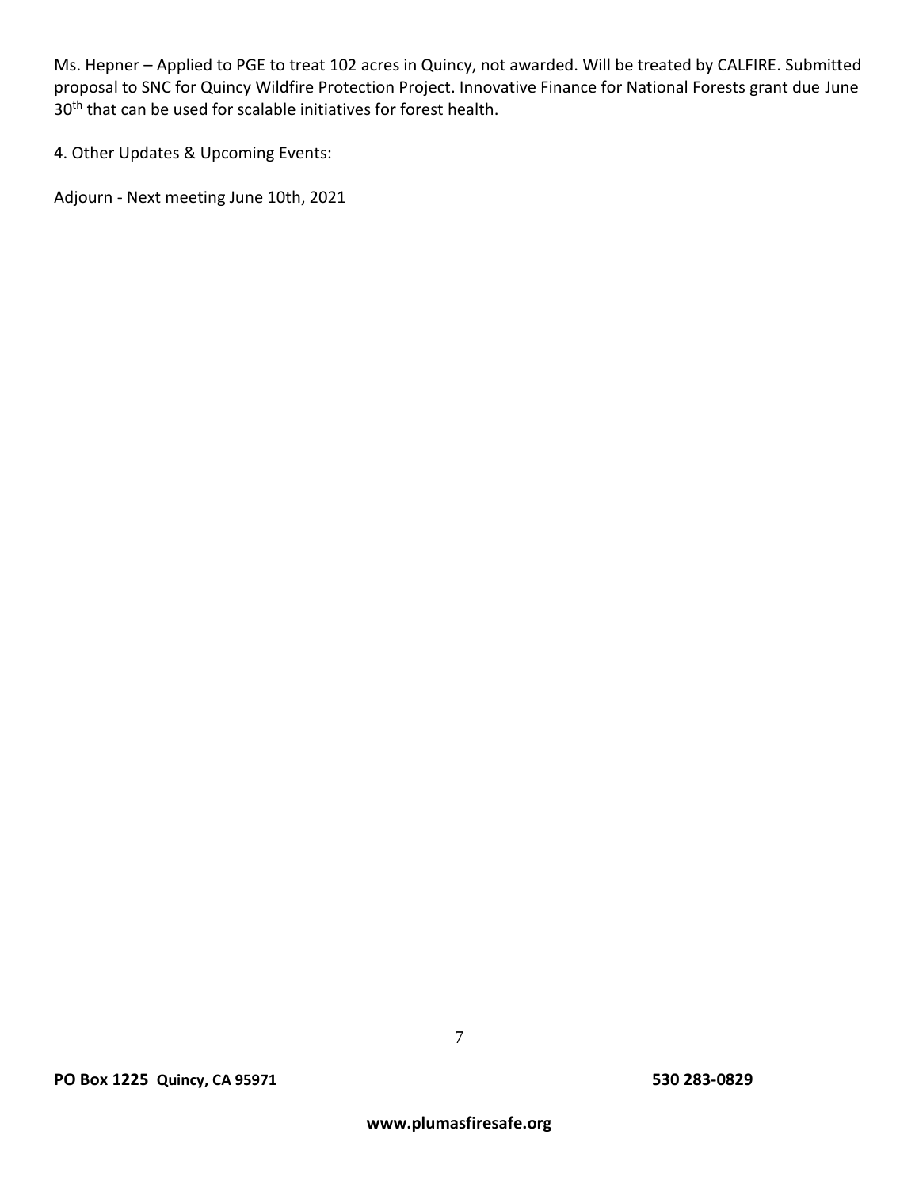Ms. Hepner – Applied to PGE to treat 102 acres in Quincy, not awarded. Will be treated by CALFIRE. Submitted proposal to SNC for Quincy Wildfire Protection Project. Innovative Finance for National Forests grant due June 30th that can be used for scalable initiatives for forest health.

4. Other Updates & Upcoming Events:

Adjourn - Next meeting June 10th, 2021